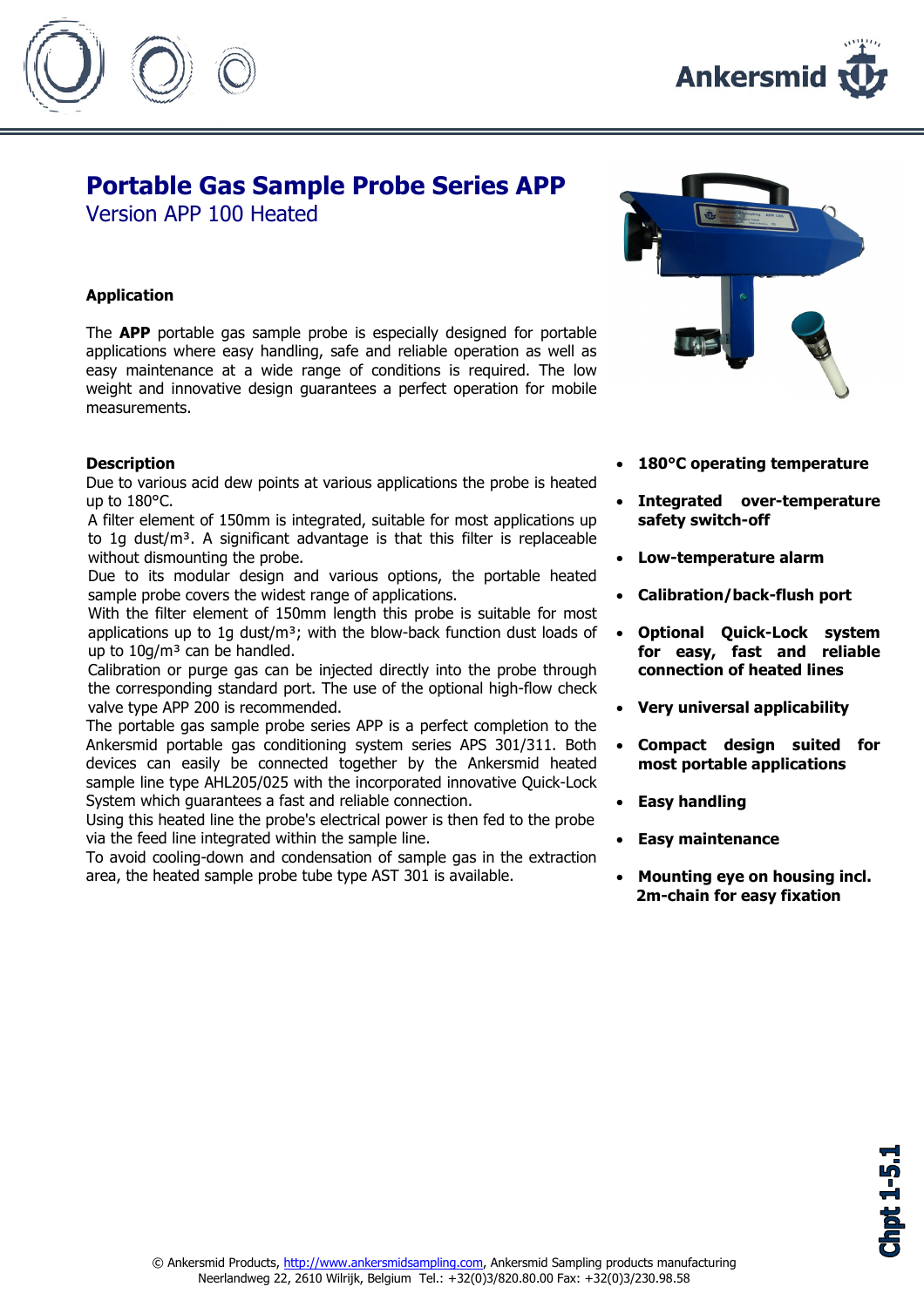# Portable Gas Sample Probe Series APP

## Version APP 100 Heated

### Application

The **APP** portable gas sample probe is especially designed for portable applications where easy handling, safe and reliable operation as well as easy maintenance at a wide range of conditions is required. The low weight and innovative design guarantees a perfect operation for mobile measurements.

### Description

Due to various acid dew points at various applications the probe is heated up to 180°C.
A filter element of 150mm is integrated, suitable for most applications up to 1g dust/m³. A significant advantage is that this filter is replaceable without dismounting the probe.
Due to its modular design and various options, the portable heated sample probe covers the widest range of applications.
With the filter element of 150mm length this probe is suitable for most applications up to 1g dust/m³; with the blow-back function dust loads of up to 10g/m³ can be handled.
Calibration or purge gas can be injected directly into the probe through the corresponding standard port. The use of the optional high-flow check valve type APP 200 is recommended.
The portable gas sample probe series APP is a perfect completion to the Ankersmid portable gas conditioning system series APS 301/311. Both devices can easily be connected together by the Ankersmid heated sample line type AHL205/025 with the incorporated innovative Quick-Lock System which guarantees a fast and reliable connection.
Using this heated line the probe's electrical power is then fed to the probe via the feed line integrated within the sample line.
To avoid cooling-down and condensation of sample gas in the extraction area, the heated sample probe tube type AST 301 is available.

- **180°C operating temperature**
- **Integrated over-temperature safety switch-off**
- **Low-temperature alarm**
- **Calibration/back-flush port**
- **Optional Quick-Lock system for easy, fast and reliable connection of heated lines**
- **Very universal applicability**
- **Compact design suited for most portable applications**
- **Easy handling**
- **Easy maintenance**
- **Mounting eye on housing incl. 2m-chain for easy fixation**

Chpt 1-5.1

© Ankersmid Products, http://www.ankersmidsampling.com, Ankersmid Sampling products manufacturing
Neerlandweg 22, 2610 Wilrijk, Belgium Tel.: +32(0)3/820.80.00 Fax: +32(0)3/230.98.58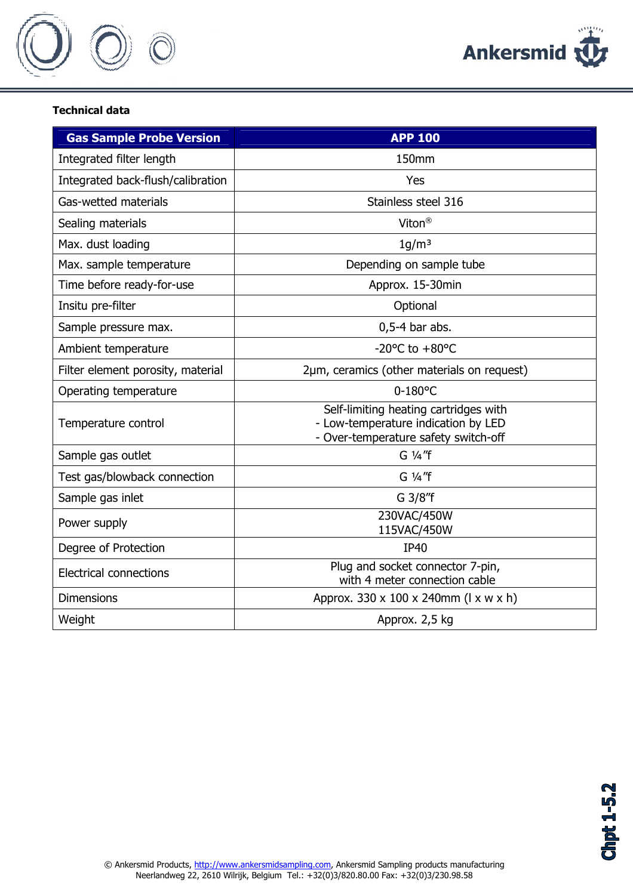**Technical data**

| Gas Sample Probe Version | APP 100 |
|---|---|
| Integrated filter length | 150mm |
| Integrated back-flush/calibration | Yes |
| Gas-wetted materials | Stainless steel 316 |
| Sealing materials | Viton® |
| Max. dust loading | 1g/m³ |
| Max. sample temperature | Depending on sample tube |
| Time before ready-for-use | Approx. 15-30min |
| Insitu pre-filter | Optional |
| Sample pressure max. | 0,5-4 bar abs. |
| Ambient temperature | -20°C to +80°C |
| Filter element porosity, material | 2µm, ceramics (other materials on request) |
| Operating temperature | 0-180°C |
| Temperature control | Self-limiting heating cartridges with<br>- Low-temperature indication by LED<br>- Over-temperature safety switch-off |
| Sample gas outlet | G ¼"f |
| Test gas/blowback connection | G ¼"f |
| Sample gas inlet | G 3/8"f |
| Power supply | 230VAC/450W<br>115VAC/450W |
| Degree of Protection | IP40 |
| Electrical connections | Plug and socket connector 7-pin,<br>with 4 meter connection cable |
| Dimensions | Approx. 330 x 100 x 240mm (l x w x h) |
| Weight | Approx. 2,5 kg |